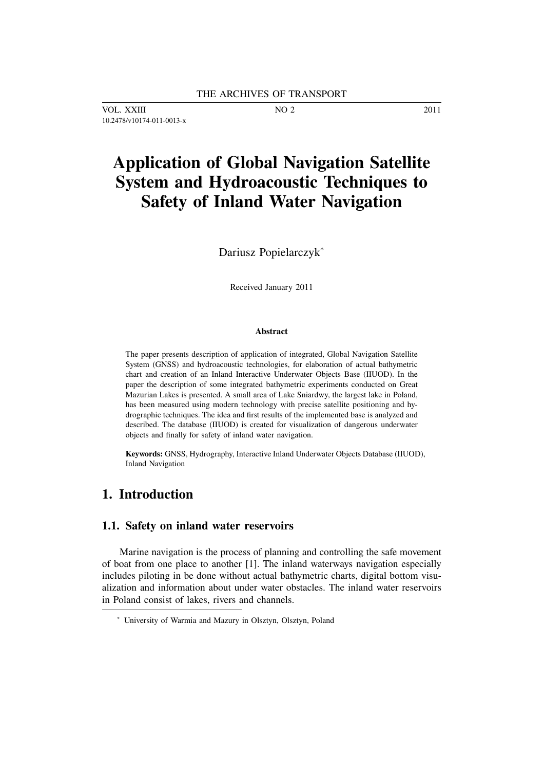# Application of Global Navigation Satellite System and Hydroacoustic Techniques to Safety of Inland Water Navigation

Dariusz Popielarczyk*

Received January 2011

**Abstract**

The paper presents description of application of integrated, Global Navigation Satellite System (GNSS) and hydroacoustic technologies, for elaboration of actual bathymetric chart and creation of an Inland Interactive Underwater Objects Base (IIUOD). In the paper the description of some integrated bathymetric experiments conducted on Great Mazurian Lakes is presented. A small area of Lake Sniardwy, the largest lake in Poland, has been measured using modern technology with precise satellite positioning and hydrographic techniques. The idea and first results of the implemented base is analyzed and described. The database (IIUOD) is created for visualization of dangerous underwater objects and finally for safety of inland water navigation.

**Keywords:** GNSS, Hydrography, Interactive Inland Underwater Objects Database (IIUOD), Inland Navigation

## 1. Introduction

### 1.1. Safety on inland water reservoirs

Marine navigation is the process of planning and controlling the safe movement of boat from one place to another [1]. The inland waterways navigation especially includes piloting in be done without actual bathymetric charts, digital bottom visualization and information about under water obstacles. The inland water reservoirs in Poland consist of lakes, rivers and channels.

* University of Warmia and Mazury in Olsztyn, Olsztyn, Poland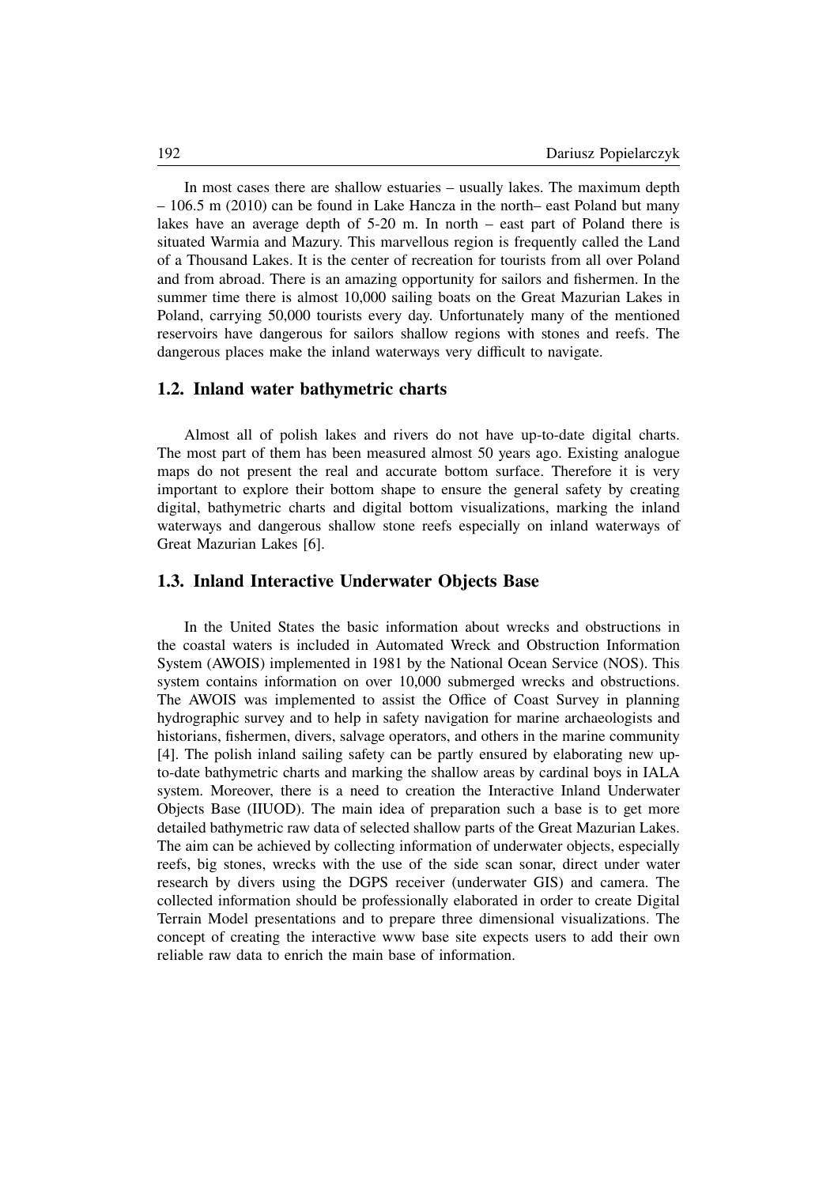In most cases there are shallow estuaries – usually lakes. The maximum depth – 106.5 m (2010) can be found in Lake Hancza in the north– east Poland but many lakes have an average depth of 5-20 m. In north – east part of Poland there is situated Warmia and Mazury. This marvellous region is frequently called the Land of a Thousand Lakes. It is the center of recreation for tourists from all over Poland and from abroad. There is an amazing opportunity for sailors and fishermen. In the summer time there is almost 10,000 sailing boats on the Great Mazurian Lakes in Poland, carrying 50,000 tourists every day. Unfortunately many of the mentioned reservoirs have dangerous for sailors shallow regions with stones and reefs. The dangerous places make the inland waterways very difficult to navigate.

### 1.2. Inland water bathymetric charts

Almost all of polish lakes and rivers do not have up-to-date digital charts. The most part of them has been measured almost 50 years ago. Existing analogue maps do not present the real and accurate bottom surface. Therefore it is very important to explore their bottom shape to ensure the general safety by creating digital, bathymetric charts and digital bottom visualizations, marking the inland waterways and dangerous shallow stone reefs especially on inland waterways of Great Mazurian Lakes [6].

### 1.3. Inland Interactive Underwater Objects Base

In the United States the basic information about wrecks and obstructions in the coastal waters is included in Automated Wreck and Obstruction Information System (AWOIS) implemented in 1981 by the National Ocean Service (NOS). This system contains information on over 10,000 submerged wrecks and obstructions. The AWOIS was implemented to assist the Office of Coast Survey in planning hydrographic survey and to help in safety navigation for marine archaeologists and historians, fishermen, divers, salvage operators, and others in the marine community [4]. The polish inland sailing safety can be partly ensured by elaborating new up-to-date bathymetric charts and marking the shallow areas by cardinal boys in IALA system. Moreover, there is a need to creation the Interactive Inland Underwater Objects Base (IIUOD). The main idea of preparation such a base is to get more detailed bathymetric raw data of selected shallow parts of the Great Mazurian Lakes. The aim can be achieved by collecting information of underwater objects, especially reefs, big stones, wrecks with the use of the side scan sonar, direct under water research by divers using the DGPS receiver (underwater GIS) and camera. The collected information should be professionally elaborated in order to create Digital Terrain Model presentations and to prepare three dimensional visualizations. The concept of creating the interactive www base site expects users to add their own reliable raw data to enrich the main base of information.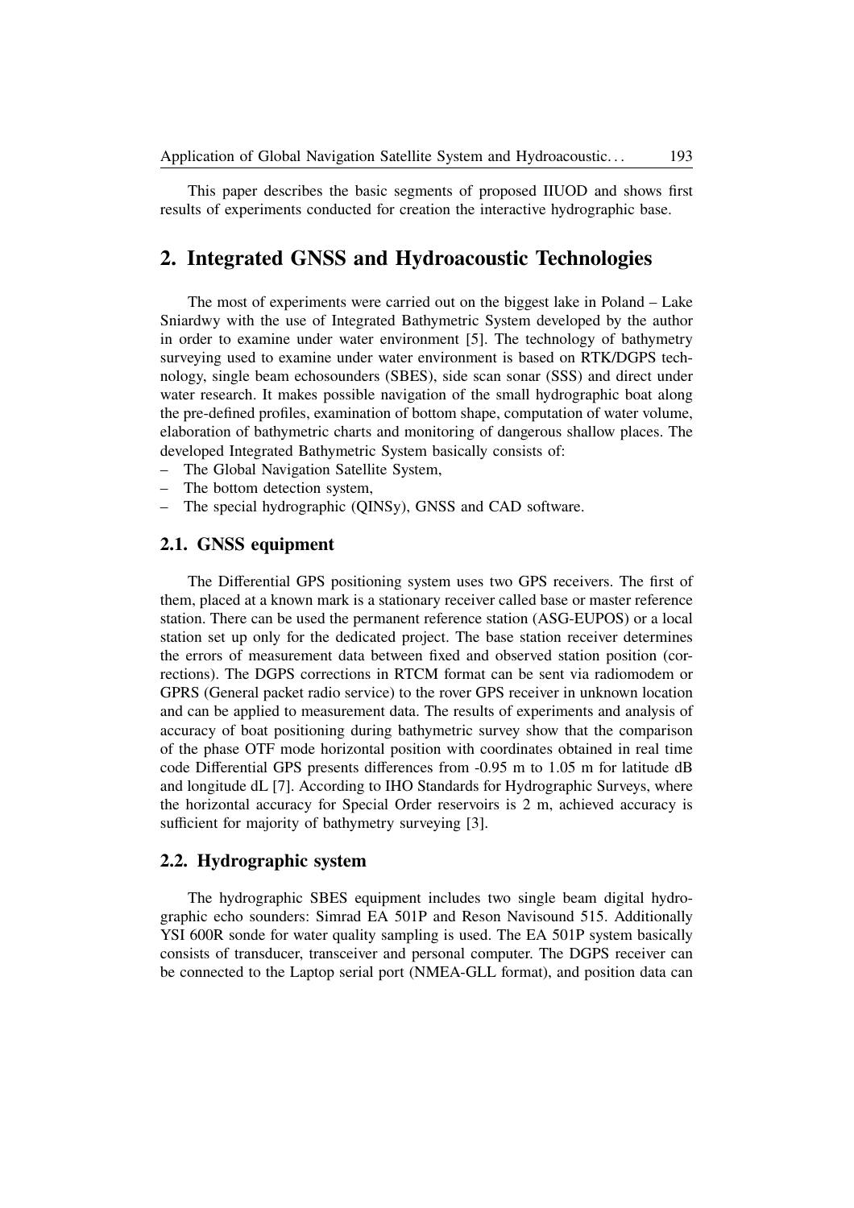This paper describes the basic segments of proposed IIUOD and shows first results of experiments conducted for creation the interactive hydrographic base.

## 2. Integrated GNSS and Hydroacoustic Technologies

The most of experiments were carried out on the biggest lake in Poland – Lake Sniardwy with the use of Integrated Bathymetric System developed by the author in order to examine under water environment [5]. The technology of bathymetry surveying used to examine under water environment is based on RTK/DGPS technology, single beam echosounders (SBES), side scan sonar (SSS) and direct under water research. It makes possible navigation of the small hydrographic boat along the pre-defined profiles, examination of bottom shape, computation of water volume, elaboration of bathymetric charts and monitoring of dangerous shallow places. The developed Integrated Bathymetric System basically consists of:

- The Global Navigation Satellite System,
- The bottom detection system,
- The special hydrographic (QINSy), GNSS and CAD software.

### 2.1. GNSS equipment

The Differential GPS positioning system uses two GPS receivers. The first of them, placed at a known mark is a stationary receiver called base or master reference station. There can be used the permanent reference station (ASG-EUPOS) or a local station set up only for the dedicated project. The base station receiver determines the errors of measurement data between fixed and observed station position (corrections). The DGPS corrections in RTCM format can be sent via radiomodem or GPRS (General packet radio service) to the rover GPS receiver in unknown location and can be applied to measurement data. The results of experiments and analysis of accuracy of boat positioning during bathymetric survey show that the comparison of the phase OTF mode horizontal position with coordinates obtained in real time code Differential GPS presents differences from -0.95 m to 1.05 m for latitude dB and longitude dL [7]. According to IHO Standards for Hydrographic Surveys, where the horizontal accuracy for Special Order reservoirs is 2 m, achieved accuracy is sufficient for majority of bathymetry surveying [3].

### 2.2. Hydrographic system

The hydrographic SBES equipment includes two single beam digital hydrographic echo sounders: Simrad EA 501P and Reson Navisound 515. Additionally YSI 600R sonde for water quality sampling is used. The EA 501P system basically consists of transducer, transceiver and personal computer. The DGPS receiver can be connected to the Laptop serial port (NMEA-GLL format), and position data can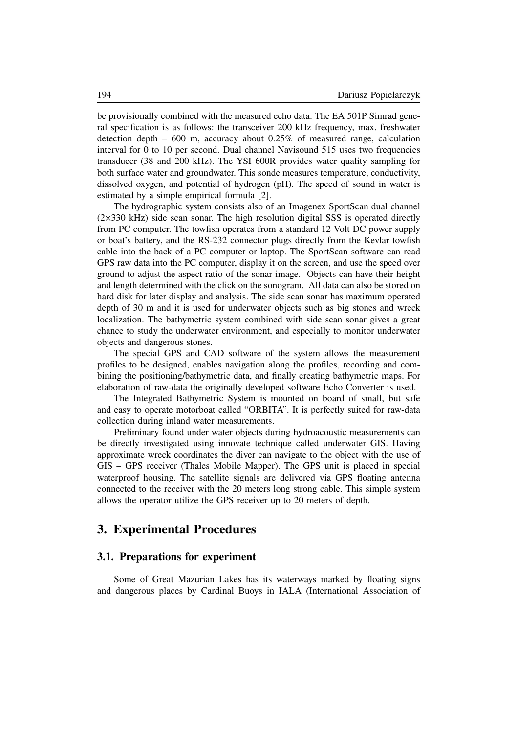be provisionally combined with the measured echo data. The EA 501P Simrad general specification is as follows: the transceiver 200 kHz frequency, max. freshwater detection depth – 600 m, accuracy about 0.25% of measured range, calculation interval for 0 to 10 per second. Dual channel Navisound 515 uses two frequencies transducer (38 and 200 kHz). The YSI 600R provides water quality sampling for both surface water and groundwater. This sonde measures temperature, conductivity, dissolved oxygen, and potential of hydrogen (pH). The speed of sound in water is estimated by a simple empirical formula [2].

The hydrographic system consists also of an Imagenex SportScan dual channel (2×330 kHz) side scan sonar. The high resolution digital SSS is operated directly from PC computer. The towfish operates from a standard 12 Volt DC power supply or boat's battery, and the RS-232 connector plugs directly from the Kevlar towfish cable into the back of a PC computer or laptop. The SportScan software can read GPS raw data into the PC computer, display it on the screen, and use the speed over ground to adjust the aspect ratio of the sonar image. Objects can have their height and length determined with the click on the sonogram. All data can also be stored on hard disk for later display and analysis. The side scan sonar has maximum operated depth of 30 m and it is used for underwater objects such as big stones and wreck localization. The bathymetric system combined with side scan sonar gives a great chance to study the underwater environment, and especially to monitor underwater objects and dangerous stones.

The special GPS and CAD software of the system allows the measurement profiles to be designed, enables navigation along the profiles, recording and combining the positioning/bathymetric data, and finally creating bathymetric maps. For elaboration of raw-data the originally developed software Echo Converter is used.

The Integrated Bathymetric System is mounted on board of small, but safe and easy to operate motorboat called "ORBITA". It is perfectly suited for raw-data collection during inland water measurements.

Preliminary found under water objects during hydroacoustic measurements can be directly investigated using innovate technique called underwater GIS. Having approximate wreck coordinates the diver can navigate to the object with the use of GIS – GPS receiver (Thales Mobile Mapper). The GPS unit is placed in special waterproof housing. The satellite signals are delivered via GPS floating antenna connected to the receiver with the 20 meters long strong cable. This simple system allows the operator utilize the GPS receiver up to 20 meters of depth.

## 3. Experimental Procedures

### 3.1. Preparations for experiment

Some of Great Mazurian Lakes has its waterways marked by floating signs and dangerous places by Cardinal Buoys in IALA (International Association of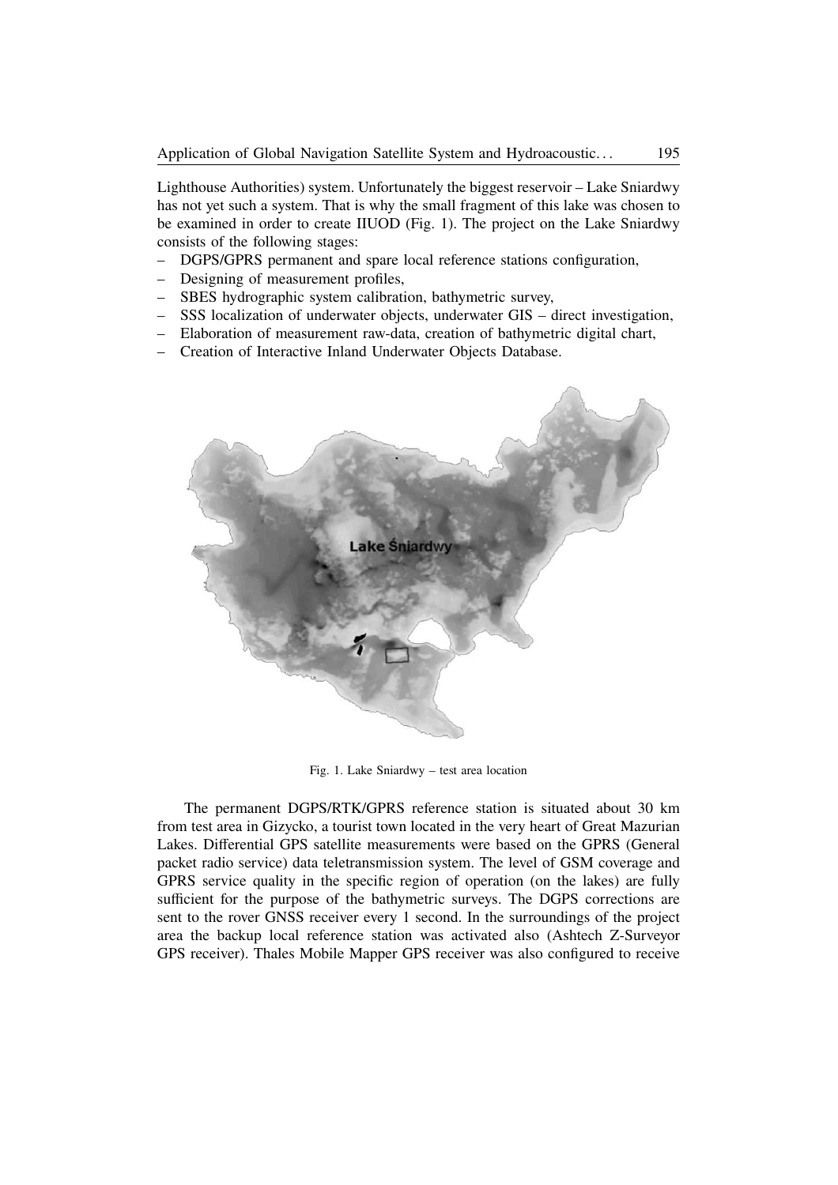Lighthouse Authorities) system. Unfortunately the biggest reservoir – Lake Sniardwy has not yet such a system. That is why the small fragment of this lake was chosen to be examined in order to create IIUOD (Fig. 1). The project on the Lake Sniardwy consists of the following stages:

- DGPS/GPRS permanent and spare local reference stations configuration,
- Designing of measurement profiles,
- SBES hydrographic system calibration, bathymetric survey,
- SSS localization of underwater objects, underwater GIS – direct investigation,
- Elaboration of measurement raw-data, creation of bathymetric digital chart,
- Creation of Interactive Inland Underwater Objects Database.

Fig. 1. Lake Sniardwy – test area location

The permanent DGPS/RTK/GPRS reference station is situated about 30 km from test area in Gizycko, a tourist town located in the very heart of Great Mazurian Lakes. Differential GPS satellite measurements were based on the GPRS (General packet radio service) data teletransmission system. The level of GSM coverage and GPRS service quality in the specific region of operation (on the lakes) are fully sufficient for the purpose of the bathymetric surveys. The DGPS corrections are sent to the rover GNSS receiver every 1 second. In the surroundings of the project area the backup local reference station was activated also (Ashtech Z-Surveyor GPS receiver). Thales Mobile Mapper GPS receiver was also configured to receive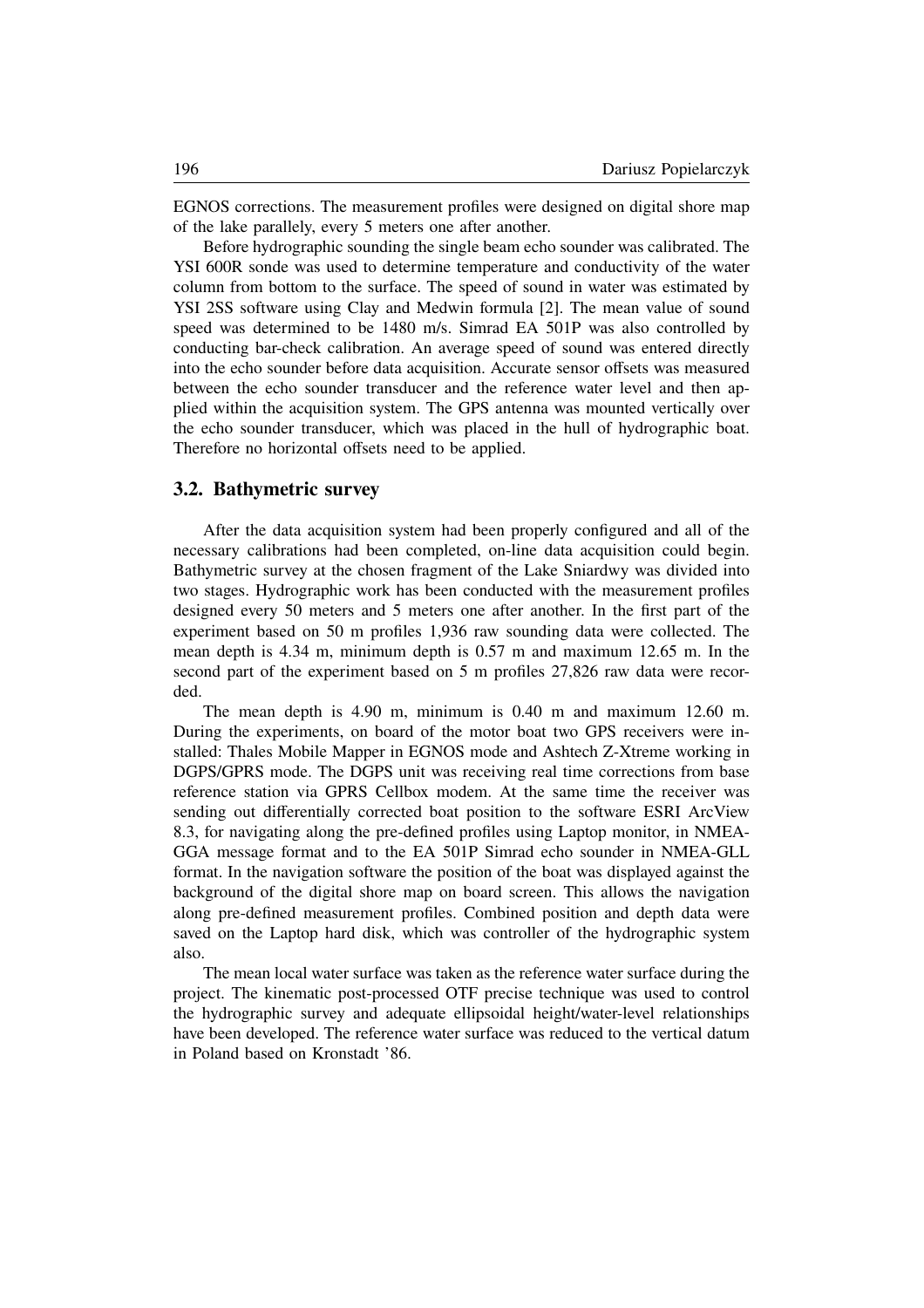EGNOS corrections. The measurement profiles were designed on digital shore map of the lake parallely, every 5 meters one after another.

Before hydrographic sounding the single beam echo sounder was calibrated. The YSI 600R sonde was used to determine temperature and conductivity of the water column from bottom to the surface. The speed of sound in water was estimated by YSI 2SS software using Clay and Medwin formula [2]. The mean value of sound speed was determined to be 1480 m/s. Simrad EA 501P was also controlled by conducting bar-check calibration. An average speed of sound was entered directly into the echo sounder before data acquisition. Accurate sensor offsets was measured between the echo sounder transducer and the reference water level and then applied within the acquisition system. The GPS antenna was mounted vertically over the echo sounder transducer, which was placed in the hull of hydrographic boat. Therefore no horizontal offsets need to be applied.

### 3.2. Bathymetric survey

After the data acquisition system had been properly configured and all of the necessary calibrations had been completed, on-line data acquisition could begin. Bathymetric survey at the chosen fragment of the Lake Sniardwy was divided into two stages. Hydrographic work has been conducted with the measurement profiles designed every 50 meters and 5 meters one after another. In the first part of the experiment based on 50 m profiles 1,936 raw sounding data were collected. The mean depth is 4.34 m, minimum depth is 0.57 m and maximum 12.65 m. In the second part of the experiment based on 5 m profiles 27,826 raw data were recorded.

The mean depth is 4.90 m, minimum is 0.40 m and maximum 12.60 m. During the experiments, on board of the motor boat two GPS receivers were installed: Thales Mobile Mapper in EGNOS mode and Ashtech Z-Xtreme working in DGPS/GPRS mode. The DGPS unit was receiving real time corrections from base reference station via GPRS Cellbox modem. At the same time the receiver was sending out differentially corrected boat position to the software ESRI ArcView 8.3, for navigating along the pre-defined profiles using Laptop monitor, in NMEA-GGA message format and to the EA 501P Simrad echo sounder in NMEA-GLL format. In the navigation software the position of the boat was displayed against the background of the digital shore map on board screen. This allows the navigation along pre-defined measurement profiles. Combined position and depth data were saved on the Laptop hard disk, which was controller of the hydrographic system also.

The mean local water surface was taken as the reference water surface during the project. The kinematic post-processed OTF precise technique was used to control the hydrographic survey and adequate ellipsoidal height/water-level relationships have been developed. The reference water surface was reduced to the vertical datum in Poland based on Kronstadt '86.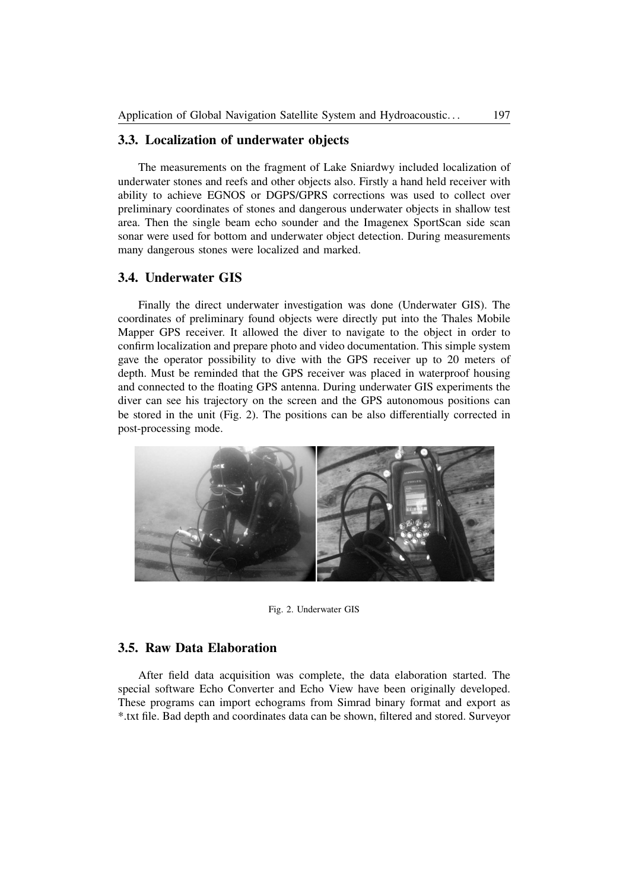## 3.3. Localization of underwater objects

The measurements on the fragment of Lake Sniardwy included localization of underwater stones and reefs and other objects also. Firstly a hand held receiver with ability to achieve EGNOS or DGPS/GPRS corrections was used to collect over preliminary coordinates of stones and dangerous underwater objects in shallow test area. Then the single beam echo sounder and the Imagenex SportScan side scan sonar were used for bottom and underwater object detection. During measurements many dangerous stones were localized and marked.

## 3.4. Underwater GIS

Finally the direct underwater investigation was done (Underwater GIS). The coordinates of preliminary found objects were directly put into the Thales Mobile Mapper GPS receiver. It allowed the diver to navigate to the object in order to confirm localization and prepare photo and video documentation. This simple system gave the operator possibility to dive with the GPS receiver up to 20 meters of depth. Must be reminded that the GPS receiver was placed in waterproof housing and connected to the floating GPS antenna. During underwater GIS experiments the diver can see his trajectory on the screen and the GPS autonomous positions can be stored in the unit (Fig. 2). The positions can be also differentially corrected in post-processing mode.

Fig. 2. Underwater GIS

## 3.5. Raw Data Elaboration

After field data acquisition was complete, the data elaboration started. The special software Echo Converter and Echo View have been originally developed. These programs can import echograms from Simrad binary format and export as *.txt file. Bad depth and coordinates data can be shown, filtered and stored. Surveyor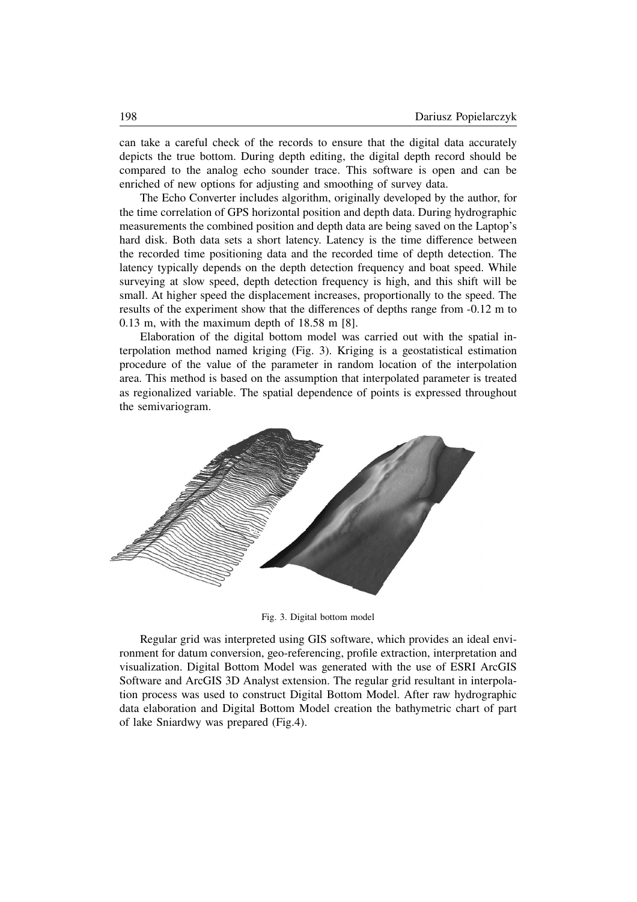can take a careful check of the records to ensure that the digital data accurately depicts the true bottom. During depth editing, the digital depth record should be compared to the analog echo sounder trace. This software is open and can be enriched of new options for adjusting and smoothing of survey data.

The Echo Converter includes algorithm, originally developed by the author, for the time correlation of GPS horizontal position and depth data. During hydrographic measurements the combined position and depth data are being saved on the Laptop's hard disk. Both data sets a short latency. Latency is the time difference between the recorded time positioning data and the recorded time of depth detection. The latency typically depends on the depth detection frequency and boat speed. While surveying at slow speed, depth detection frequency is high, and this shift will be small. At higher speed the displacement increases, proportionally to the speed. The results of the experiment show that the differences of depths range from -0.12 m to 0.13 m, with the maximum depth of 18.58 m [8].

Elaboration of the digital bottom model was carried out with the spatial interpolation method named kriging (Fig. 3). Kriging is a geostatistical estimation procedure of the value of the parameter in random location of the interpolation area. This method is based on the assumption that interpolated parameter is treated as regionalized variable. The spatial dependence of points is expressed throughout the semivariogram.

Fig. 3. Digital bottom model

Regular grid was interpreted using GIS software, which provides an ideal environment for datum conversion, geo-referencing, profile extraction, interpretation and visualization. Digital Bottom Model was generated with the use of ESRI ArcGIS Software and ArcGIS 3D Analyst extension. The regular grid resultant in interpolation process was used to construct Digital Bottom Model. After raw hydrographic data elaboration and Digital Bottom Model creation the bathymetric chart of part of lake Sniardwy was prepared (Fig.4).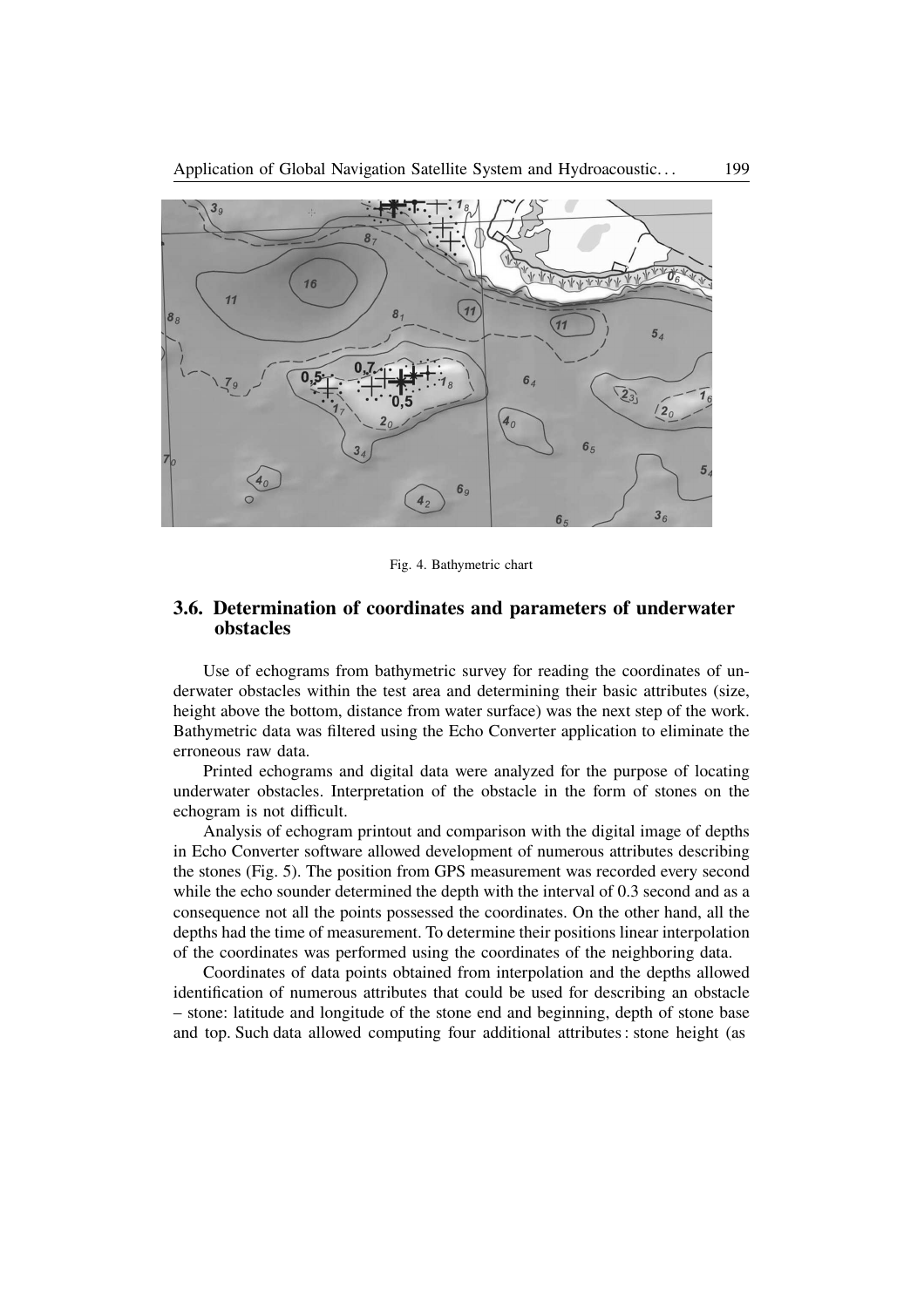Fig. 4. Bathymetric chart

### 3.6. Determination of coordinates and parameters of underwater obstacles

Use of echograms from bathymetric survey for reading the coordinates of underwater obstacles within the test area and determining their basic attributes (size, height above the bottom, distance from water surface) was the next step of the work. Bathymetric data was filtered using the Echo Converter application to eliminate the erroneous raw data.

Printed echograms and digital data were analyzed for the purpose of locating underwater obstacles. Interpretation of the obstacle in the form of stones on the echogram is not difficult.

Analysis of echogram printout and comparison with the digital image of depths in Echo Converter software allowed development of numerous attributes describing the stones (Fig. 5). The position from GPS measurement was recorded every second while the echo sounder determined the depth with the interval of 0.3 second and as a consequence not all the points possessed the coordinates. On the other hand, all the depths had the time of measurement. To determine their positions linear interpolation of the coordinates was performed using the coordinates of the neighboring data.

Coordinates of data points obtained from interpolation and the depths allowed identification of numerous attributes that could be used for describing an obstacle – stone: latitude and longitude of the stone end and beginning, depth of stone base and top. Such data allowed computing four additional attributes : stone height (as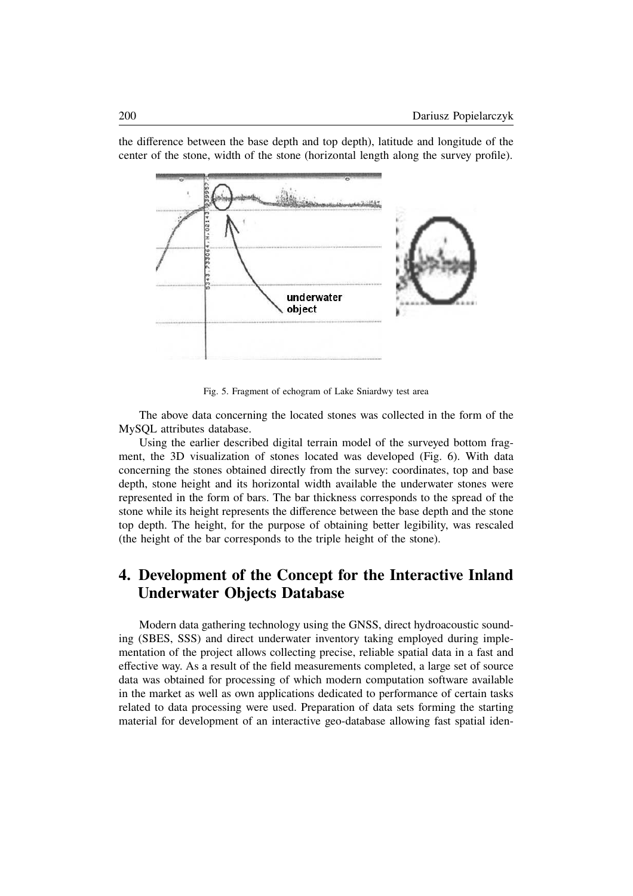the difference between the base depth and top depth), latitude and longitude of the center of the stone, width of the stone (horizontal length along the survey profile).

Fig. 5. Fragment of echogram of Lake Sniardwy test area

The above data concerning the located stones was collected in the form of the MySQL attributes database.

Using the earlier described digital terrain model of the surveyed bottom fragment, the 3D visualization of stones located was developed (Fig. 6). With data concerning the stones obtained directly from the survey: coordinates, top and base depth, stone height and its horizontal width available the underwater stones were represented in the form of bars. The bar thickness corresponds to the spread of the stone while its height represents the difference between the base depth and the stone top depth. The height, for the purpose of obtaining better legibility, was rescaled (the height of the bar corresponds to the triple height of the stone).

## 4. Development of the Concept for the Interactive Inland Underwater Objects Database

Modern data gathering technology using the GNSS, direct hydroacoustic sounding (SBES, SSS) and direct underwater inventory taking employed during implementation of the project allows collecting precise, reliable spatial data in a fast and effective way. As a result of the field measurements completed, a large set of source data was obtained for processing of which modern computation software available in the market as well as own applications dedicated to performance of certain tasks related to data processing were used. Preparation of data sets forming the starting material for development of an interactive geo-database allowing fast spatial iden-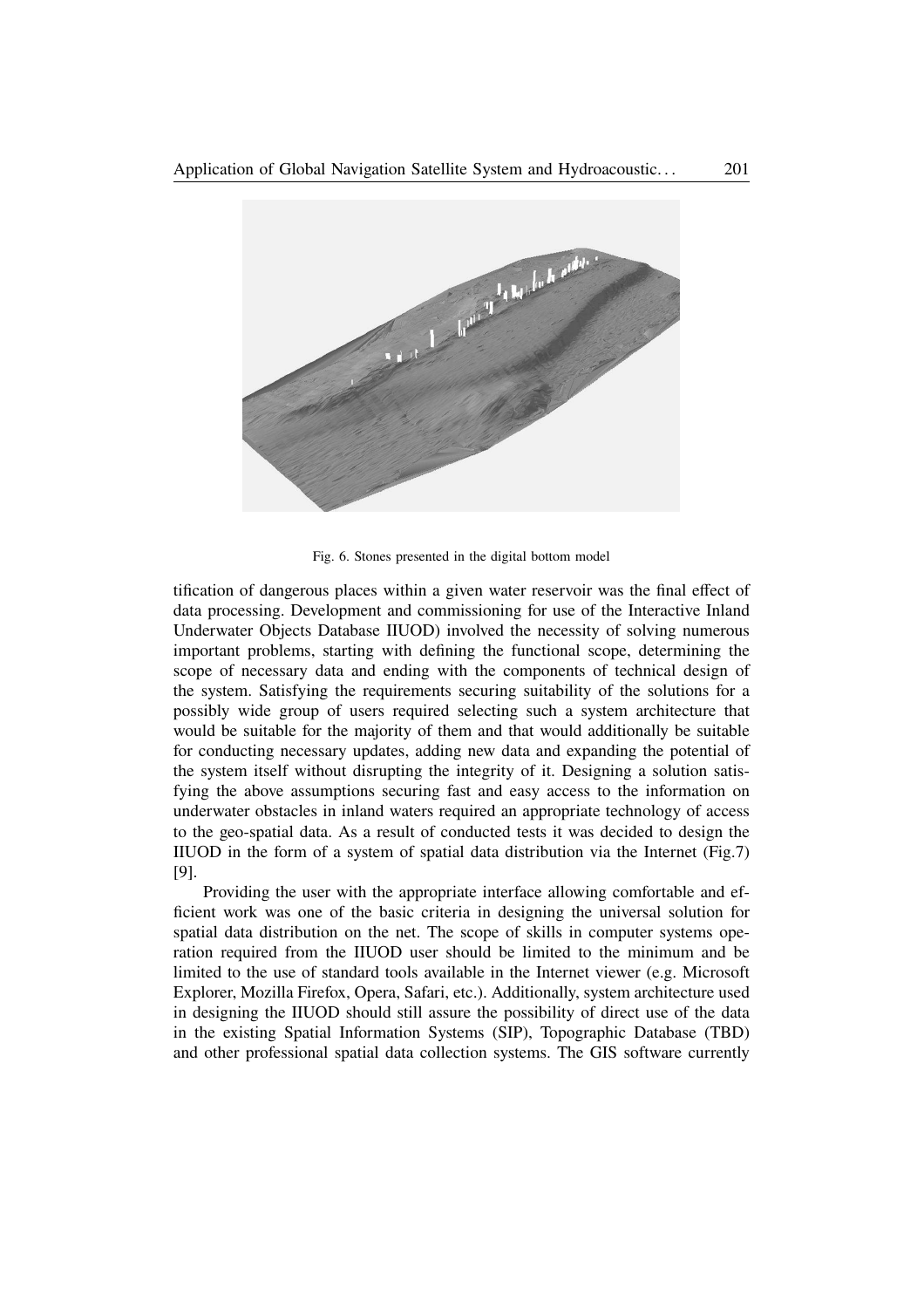Fig. 6. Stones presented in the digital bottom model

tification of dangerous places within a given water reservoir was the final effect of data processing. Development and commissioning for use of the Interactive Inland Underwater Objects Database IIUOD) involved the necessity of solving numerous important problems, starting with defining the functional scope, determining the scope of necessary data and ending with the components of technical design of the system. Satisfying the requirements securing suitability of the solutions for a possibly wide group of users required selecting such a system architecture that would be suitable for the majority of them and that would additionally be suitable for conducting necessary updates, adding new data and expanding the potential of the system itself without disrupting the integrity of it. Designing a solution satisfying the above assumptions securing fast and easy access to the information on underwater obstacles in inland waters required an appropriate technology of access to the geo-spatial data. As a result of conducted tests it was decided to design the IIUOD in the form of a system of spatial data distribution via the Internet (Fig.7) [9].

Providing the user with the appropriate interface allowing comfortable and efficient work was one of the basic criteria in designing the universal solution for spatial data distribution on the net. The scope of skills in computer systems operation required from the IIUOD user should be limited to the minimum and be limited to the use of standard tools available in the Internet viewer (e.g. Microsoft Explorer, Mozilla Firefox, Opera, Safari, etc.). Additionally, system architecture used in designing the IIUOD should still assure the possibility of direct use of the data in the existing Spatial Information Systems (SIP), Topographic Database (TBD) and other professional spatial data collection systems. The GIS software currently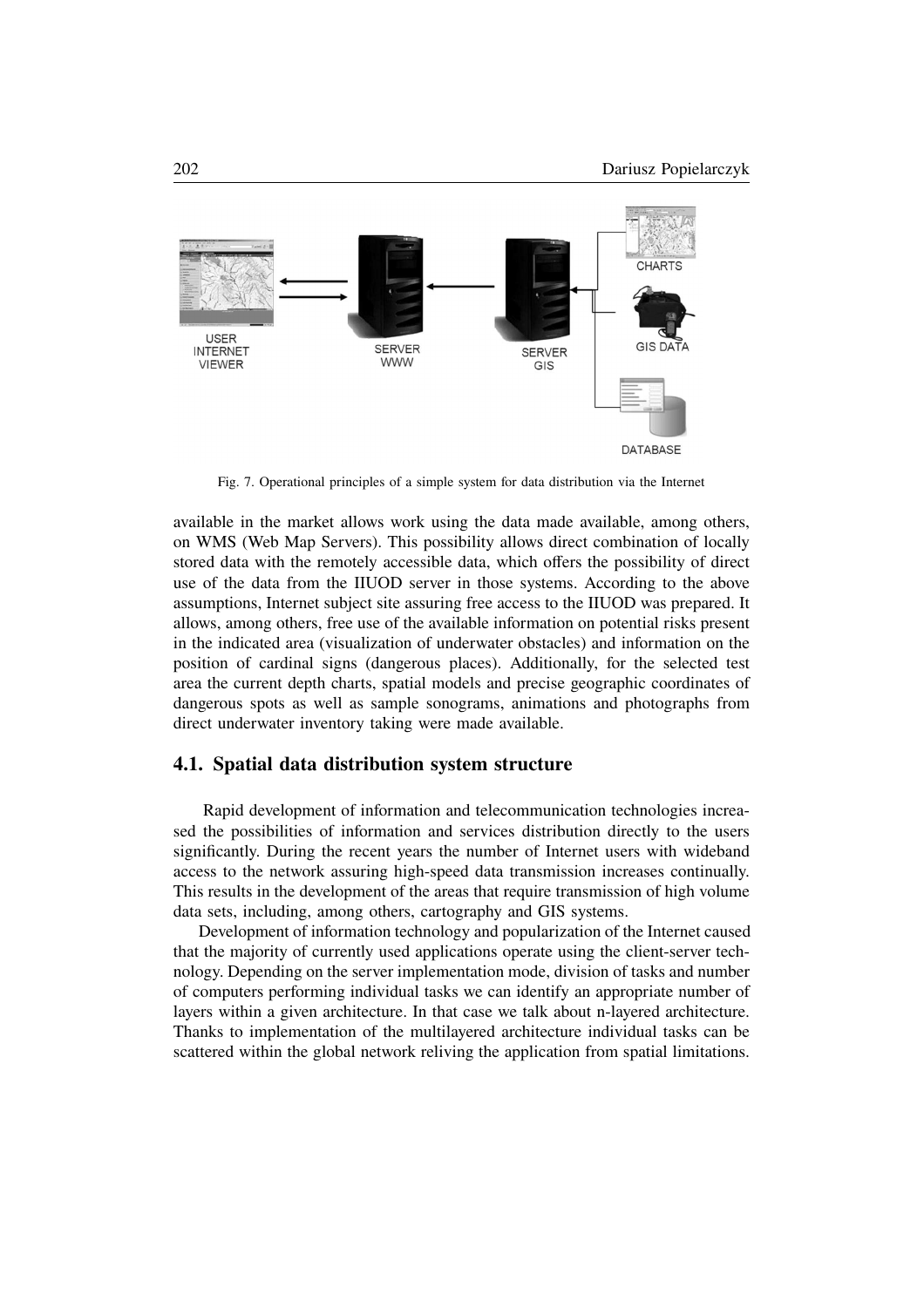Fig. 7. Operational principles of a simple system for data distribution via the Internet

available in the market allows work using the data made available, among others, on WMS (Web Map Servers). This possibility allows direct combination of locally stored data with the remotely accessible data, which offers the possibility of direct use of the data from the IIUOD server in those systems. According to the above assumptions, Internet subject site assuring free access to the IIUOD was prepared. It allows, among others, free use of the available information on potential risks present in the indicated area (visualization of underwater obstacles) and information on the position of cardinal signs (dangerous places). Additionally, for the selected test area the current depth charts, spatial models and precise geographic coordinates of dangerous spots as well as sample sonograms, animations and photographs from direct underwater inventory taking were made available.

### 4.1. Spatial data distribution system structure

Rapid development of information and telecommunication technologies increased the possibilities of information and services distribution directly to the users significantly. During the recent years the number of Internet users with wideband access to the network assuring high-speed data transmission increases continually. This results in the development of the areas that require transmission of high volume data sets, including, among others, cartography and GIS systems.

Development of information technology and popularization of the Internet caused that the majority of currently used applications operate using the client-server technology. Depending on the server implementation mode, division of tasks and number of computers performing individual tasks we can identify an appropriate number of layers within a given architecture. In that case we talk about n-layered architecture. Thanks to implementation of the multilayered architecture individual tasks can be scattered within the global network reliving the application from spatial limitations.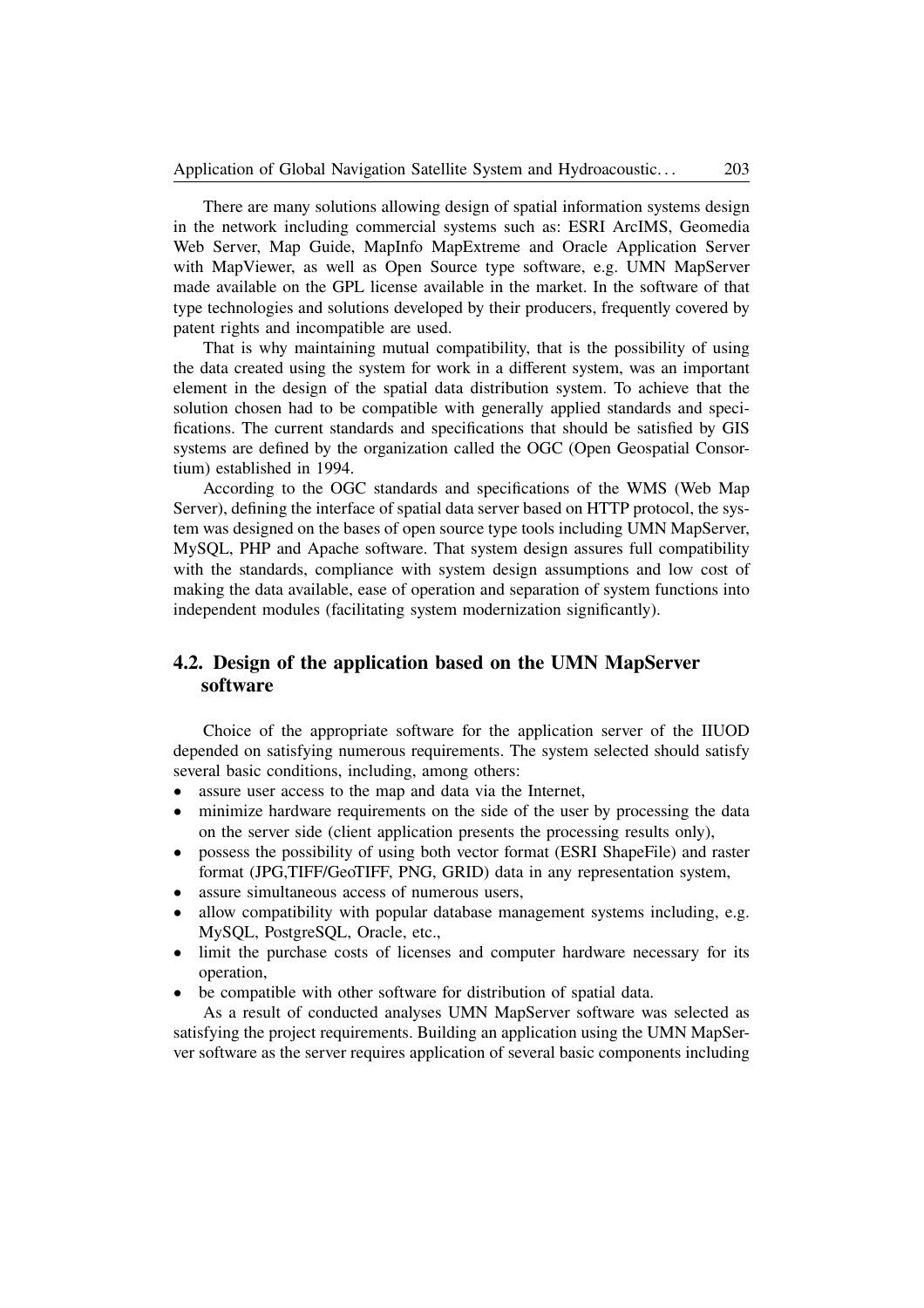There are many solutions allowing design of spatial information systems design in the network including commercial systems such as: ESRI ArcIMS, Geomedia Web Server, Map Guide, MapInfo MapExtreme and Oracle Application Server with MapViewer, as well as Open Source type software, e.g. UMN MapServer made available on the GPL license available in the market. In the software of that type technologies and solutions developed by their producers, frequently covered by patent rights and incompatible are used.

That is why maintaining mutual compatibility, that is the possibility of using the data created using the system for work in a different system, was an important element in the design of the spatial data distribution system. To achieve that the solution chosen had to be compatible with generally applied standards and specifications. The current standards and specifications that should be satisfied by GIS systems are defined by the organization called the OGC (Open Geospatial Consortium) established in 1994.

According to the OGC standards and specifications of the WMS (Web Map Server), defining the interface of spatial data server based on HTTP protocol, the system was designed on the bases of open source type tools including UMN MapServer, MySQL, PHP and Apache software. That system design assures full compatibility with the standards, compliance with system design assumptions and low cost of making the data available, ease of operation and separation of system functions into independent modules (facilitating system modernization significantly).

## 4.2. Design of the application based on the UMN MapServer software

Choice of the appropriate software for the application server of the IIUOD depended on satisfying numerous requirements. The system selected should satisfy several basic conditions, including, among others:

- assure user access to the map and data via the Internet,
- minimize hardware requirements on the side of the user by processing the data on the server side (client application presents the processing results only),
- possess the possibility of using both vector format (ESRI ShapeFile) and raster format (JPG,TIFF/GeoTIFF, PNG, GRID) data in any representation system,
- assure simultaneous access of numerous users,
- allow compatibility with popular database management systems including, e.g. MySQL, PostgreSQL, Oracle, etc.,
- limit the purchase costs of licenses and computer hardware necessary for its operation,
- be compatible with other software for distribution of spatial data.

As a result of conducted analyses UMN MapServer software was selected as satisfying the project requirements. Building an application using the UMN MapServer software as the server requires application of several basic components including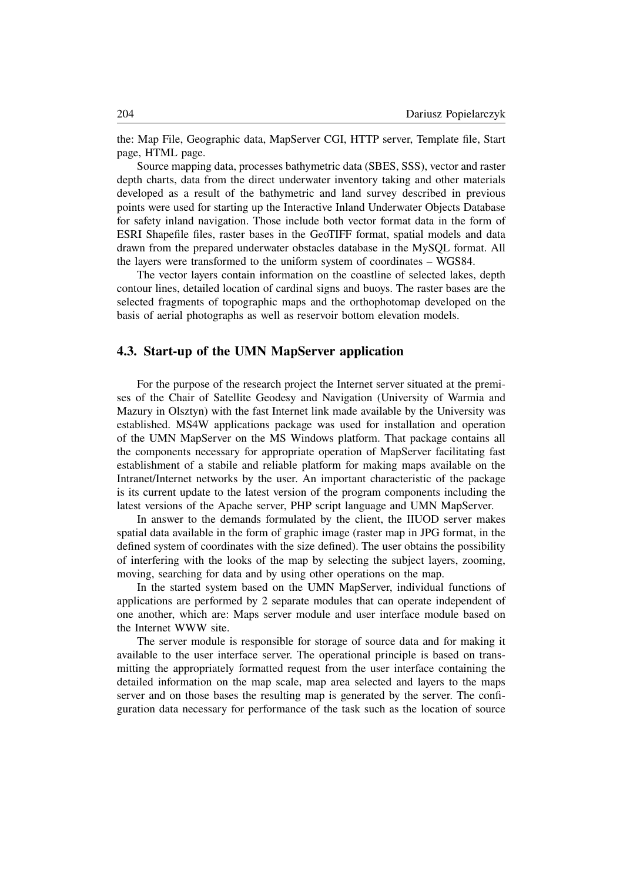the: Map File, Geographic data, MapServer CGI, HTTP server, Template file, Start page, HTML page.

Source mapping data, processes bathymetric data (SBES, SSS), vector and raster depth charts, data from the direct underwater inventory taking and other materials developed as a result of the bathymetric and land survey described in previous points were used for starting up the Interactive Inland Underwater Objects Database for safety inland navigation. Those include both vector format data in the form of ESRI Shapefile files, raster bases in the GeoTIFF format, spatial models and data drawn from the prepared underwater obstacles database in the MySQL format. All the layers were transformed to the uniform system of coordinates – WGS84.

The vector layers contain information on the coastline of selected lakes, depth contour lines, detailed location of cardinal signs and buoys. The raster bases are the selected fragments of topographic maps and the orthophotomap developed on the basis of aerial photographs as well as reservoir bottom elevation models.

## 4.3. Start-up of the UMN MapServer application

For the purpose of the research project the Internet server situated at the premises of the Chair of Satellite Geodesy and Navigation (University of Warmia and Mazury in Olsztyn) with the fast Internet link made available by the University was established. MS4W applications package was used for installation and operation of the UMN MapServer on the MS Windows platform. That package contains all the components necessary for appropriate operation of MapServer facilitating fast establishment of a stabile and reliable platform for making maps available on the Intranet/Internet networks by the user. An important characteristic of the package is its current update to the latest version of the program components including the latest versions of the Apache server, PHP script language and UMN MapServer.

In answer to the demands formulated by the client, the IIUOD server makes spatial data available in the form of graphic image (raster map in JPG format, in the defined system of coordinates with the size defined). The user obtains the possibility of interfering with the looks of the map by selecting the subject layers, zooming, moving, searching for data and by using other operations on the map.

In the started system based on the UMN MapServer, individual functions of applications are performed by 2 separate modules that can operate independent of one another, which are: Maps server module and user interface module based on the Internet WWW site.

The server module is responsible for storage of source data and for making it available to the user interface server. The operational principle is based on transmitting the appropriately formatted request from the user interface containing the detailed information on the map scale, map area selected and layers to the maps server and on those bases the resulting map is generated by the server. The configuration data necessary for performance of the task such as the location of source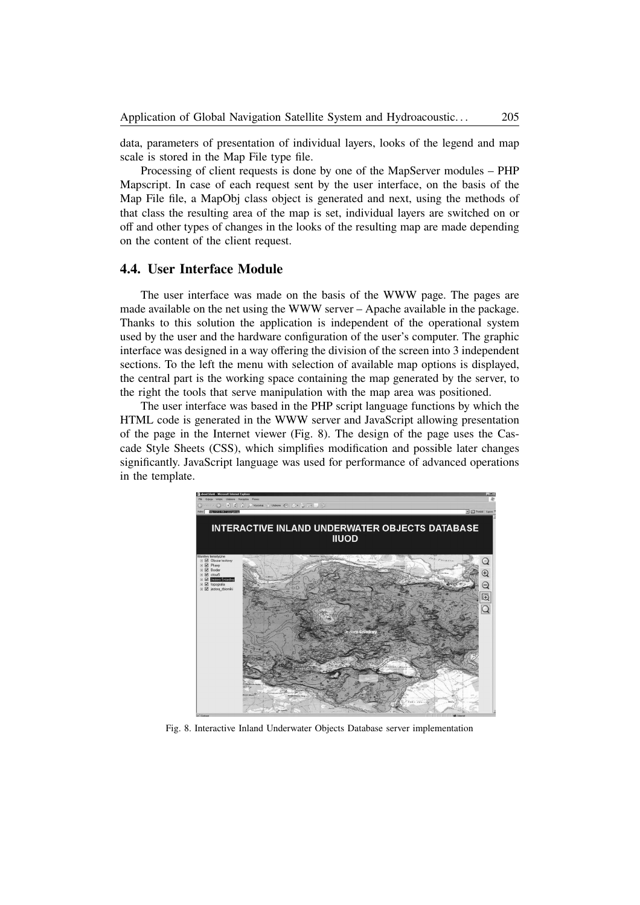data, parameters of presentation of individual layers, looks of the legend and map scale is stored in the Map File type file.

Processing of client requests is done by one of the MapServer modules – PHP Mapscript. In case of each request sent by the user interface, on the basis of the Map File file, a MapObj class object is generated and next, using the methods of that class the resulting area of the map is set, individual layers are switched on or off and other types of changes in the looks of the resulting map are made depending on the content of the client request.

## 4.4. User Interface Module

The user interface was made on the basis of the WWW page. The pages are made available on the net using the WWW server – Apache available in the package. Thanks to this solution the application is independent of the operational system used by the user and the hardware configuration of the user's computer. The graphic interface was designed in a way offering the division of the screen into 3 independent sections. To the left the menu with selection of available map options is displayed, the central part is the working space containing the map generated by the server, to the right the tools that serve manipulation with the map area was positioned.

The user interface was based in the PHP script language functions by which the HTML code is generated in the WWW server and JavaScript allowing presentation of the page in the Internet viewer (Fig. 8). The design of the page uses the Cascade Style Sheets (CSS), which simplifies modification and possible later changes significantly. JavaScript language was used for performance of advanced operations in the template.

Fig. 8. Interactive Inland Underwater Objects Database server implementation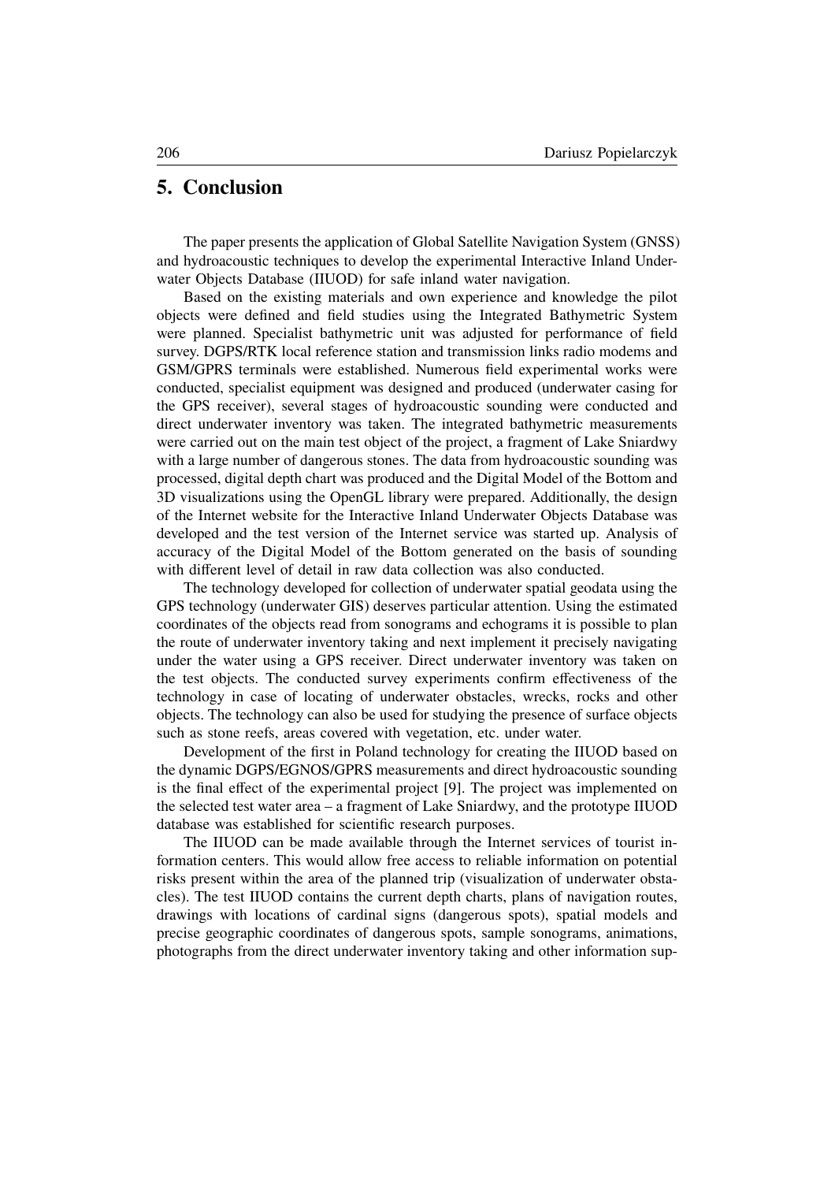## 5. Conclusion

The paper presents the application of Global Satellite Navigation System (GNSS) and hydroacoustic techniques to develop the experimental Interactive Inland Underwater Objects Database (IIUOD) for safe inland water navigation.

Based on the existing materials and own experience and knowledge the pilot objects were defined and field studies using the Integrated Bathymetric System were planned. Specialist bathymetric unit was adjusted for performance of field survey. DGPS/RTK local reference station and transmission links radio modems and GSM/GPRS terminals were established. Numerous field experimental works were conducted, specialist equipment was designed and produced (underwater casing for the GPS receiver), several stages of hydroacoustic sounding were conducted and direct underwater inventory was taken. The integrated bathymetric measurements were carried out on the main test object of the project, a fragment of Lake Sniardwy with a large number of dangerous stones. The data from hydroacoustic sounding was processed, digital depth chart was produced and the Digital Model of the Bottom and 3D visualizations using the OpenGL library were prepared. Additionally, the design of the Internet website for the Interactive Inland Underwater Objects Database was developed and the test version of the Internet service was started up. Analysis of accuracy of the Digital Model of the Bottom generated on the basis of sounding with different level of detail in raw data collection was also conducted.

The technology developed for collection of underwater spatial geodata using the GPS technology (underwater GIS) deserves particular attention. Using the estimated coordinates of the objects read from sonograms and echograms it is possible to plan the route of underwater inventory taking and next implement it precisely navigating under the water using a GPS receiver. Direct underwater inventory was taken on the test objects. The conducted survey experiments confirm effectiveness of the technology in case of locating of underwater obstacles, wrecks, rocks and other objects. The technology can also be used for studying the presence of surface objects such as stone reefs, areas covered with vegetation, etc. under water.

Development of the first in Poland technology for creating the IIUOD based on the dynamic DGPS/EGNOS/GPRS measurements and direct hydroacoustic sounding is the final effect of the experimental project [9]. The project was implemented on the selected test water area – a fragment of Lake Sniardwy, and the prototype IIUOD database was established for scientific research purposes.

The IIUOD can be made available through the Internet services of tourist information centers. This would allow free access to reliable information on potential risks present within the area of the planned trip (visualization of underwater obstacles). The test IIUOD contains the current depth charts, plans of navigation routes, drawings with locations of cardinal signs (dangerous spots), spatial models and precise geographic coordinates of dangerous spots, sample sonograms, animations, photographs from the direct underwater inventory taking and other information sup-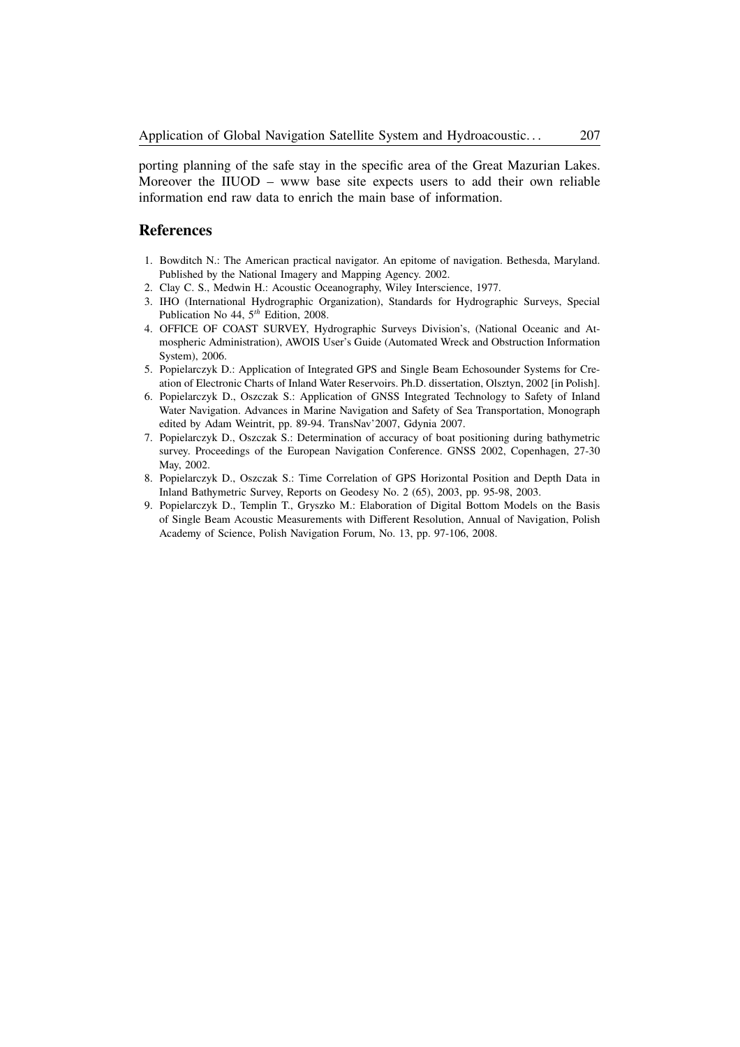porting planning of the safe stay in the specific area of the Great Mazurian Lakes. Moreover the IIUOD – www base site expects users to add their own reliable information end raw data to enrich the main base of information.

## References

1. Bowditch N.: The American practical navigator. An epitome of navigation. Bethesda, Maryland. Published by the National Imagery and Mapping Agency. 2002.
2. Clay C. S., Medwin H.: Acoustic Oceanography, Wiley Interscience, 1977.
3. IHO (International Hydrographic Organization), Standards for Hydrographic Surveys, Special Publication No 44, $5^{th}$ Edition, 2008.
4. OFFICE OF COAST SURVEY, Hydrographic Surveys Division's, (National Oceanic and Atmospheric Administration), AWOIS User's Guide (Automated Wreck and Obstruction Information System), 2006.
5. Popielarczyk D.: Application of Integrated GPS and Single Beam Echosounder Systems for Creation of Electronic Charts of Inland Water Reservoirs. Ph.D. dissertation, Olsztyn, 2002 [in Polish].
6. Popielarczyk D., Oszczak S.: Application of GNSS Integrated Technology to Safety of Inland Water Navigation. Advances in Marine Navigation and Safety of Sea Transportation, Monograph edited by Adam Weintrit, pp. 89-94. TransNav'2007, Gdynia 2007.
7. Popielarczyk D., Oszczak S.: Determination of accuracy of boat positioning during bathymetric survey. Proceedings of the European Navigation Conference. GNSS 2002, Copenhagen, 27-30 May, 2002.
8. Popielarczyk D., Oszczak S.: Time Correlation of GPS Horizontal Position and Depth Data in Inland Bathymetric Survey, Reports on Geodesy No. 2 (65), 2003, pp. 95-98, 2003.
9. Popielarczyk D., Templin T., Gryszko M.: Elaboration of Digital Bottom Models on the Basis of Single Beam Acoustic Measurements with Different Resolution, Annual of Navigation, Polish Academy of Science, Polish Navigation Forum, No. 13, pp. 97-106, 2008.